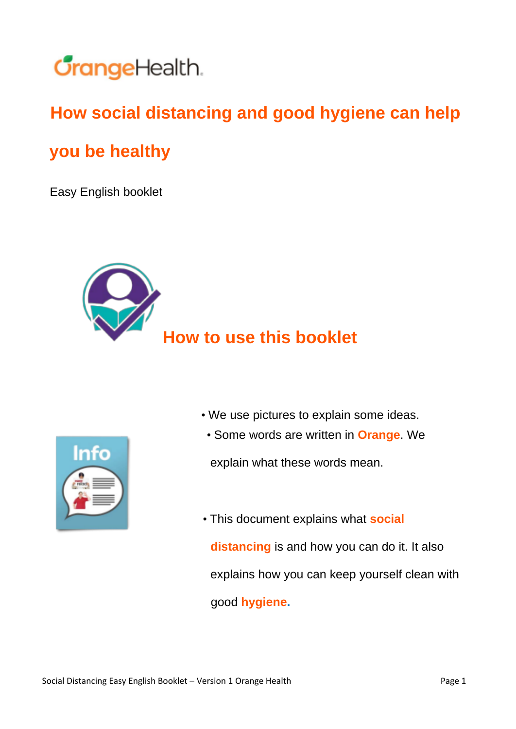OrangeHealth

# How social distancing and good hygiene can help you be healthy

Easy English booklet

## How to use this booklet

- We use pictures to explain some ideas.
- Some words are written in **Orange**. We explain what these words mean.
- This document explains what **social distancing** is and how you can do it. It also explains how you can keep yourself clean with good **hygiene**.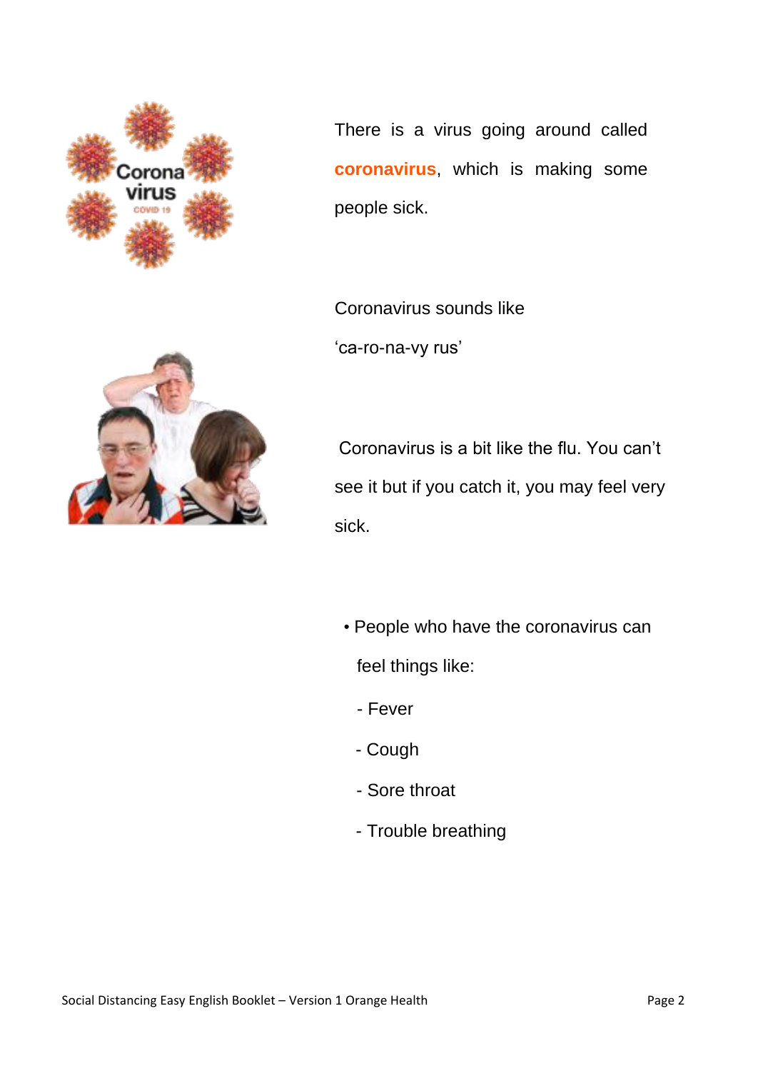There is a virus going around called **coronavirus**, which is making some people sick.

Coronavirus sounds like 'ca-ro-na-vy rus'

Coronavirus is a bit like the flu. You can't see it but if you catch it, you may feel very sick.

- People who have the coronavirus can feel things like:
  - Fever
  - Cough
  - Sore throat
  - Trouble breathing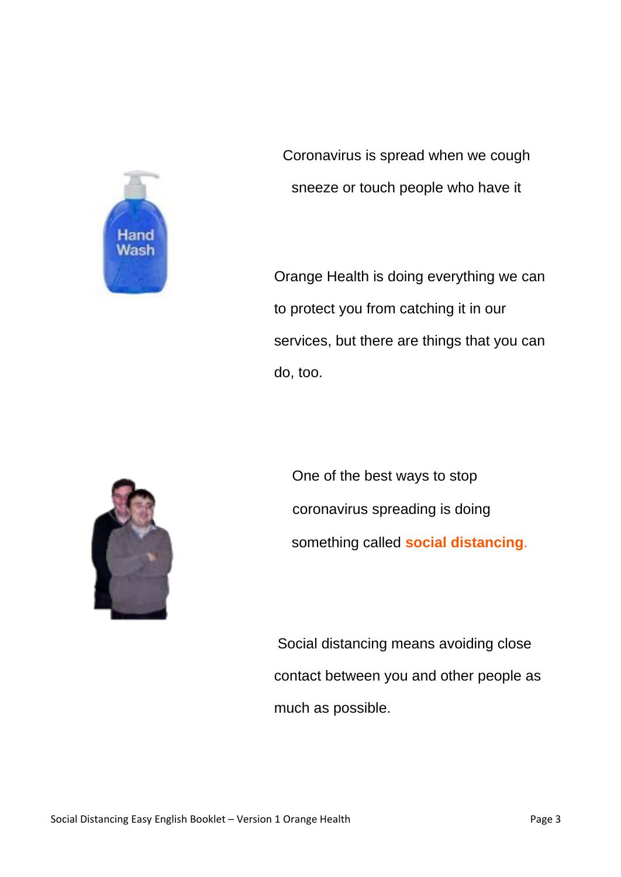Coronavirus is spread when we cough sneeze or touch people who have it

Orange Health is doing everything we can to protect you from catching it in our services, but there are things that you can do, too.

One of the best ways to stop coronavirus spreading is doing something called **social distancing**.

Social distancing means avoiding close contact between you and other people as much as possible.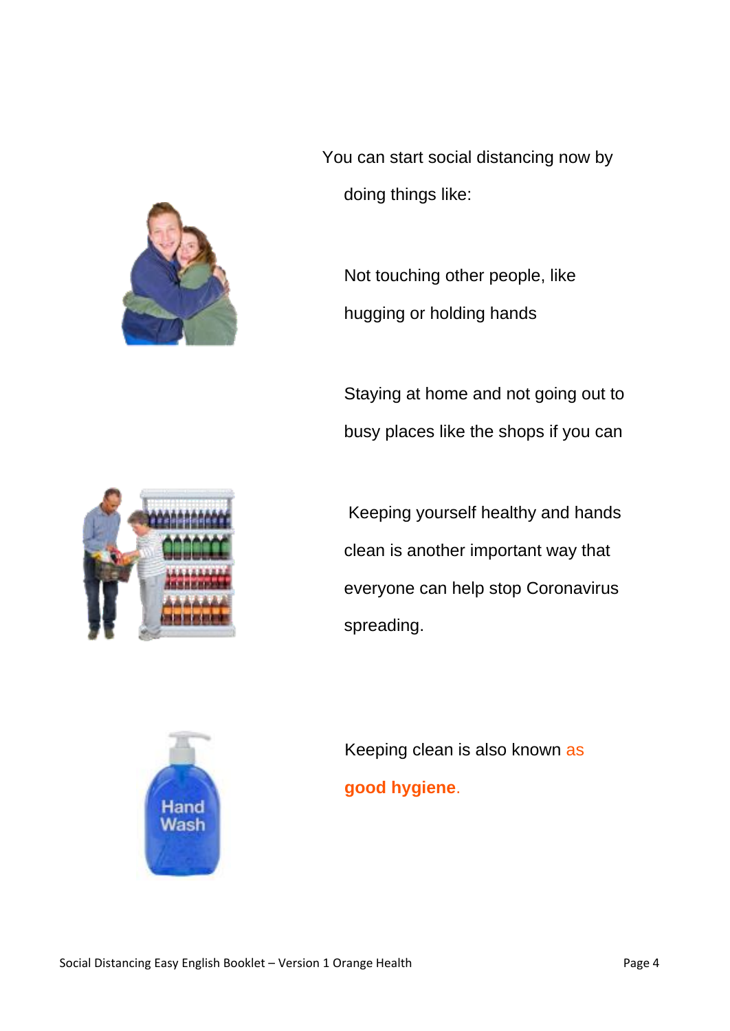You can start social distancing now by doing things like:

Not touching other people, like hugging or holding hands

Staying at home and not going out to busy places like the shops if you can

Keeping yourself healthy and hands clean is another important way that everyone can help stop Coronavirus spreading.

Keeping clean is also known as **good hygiene**.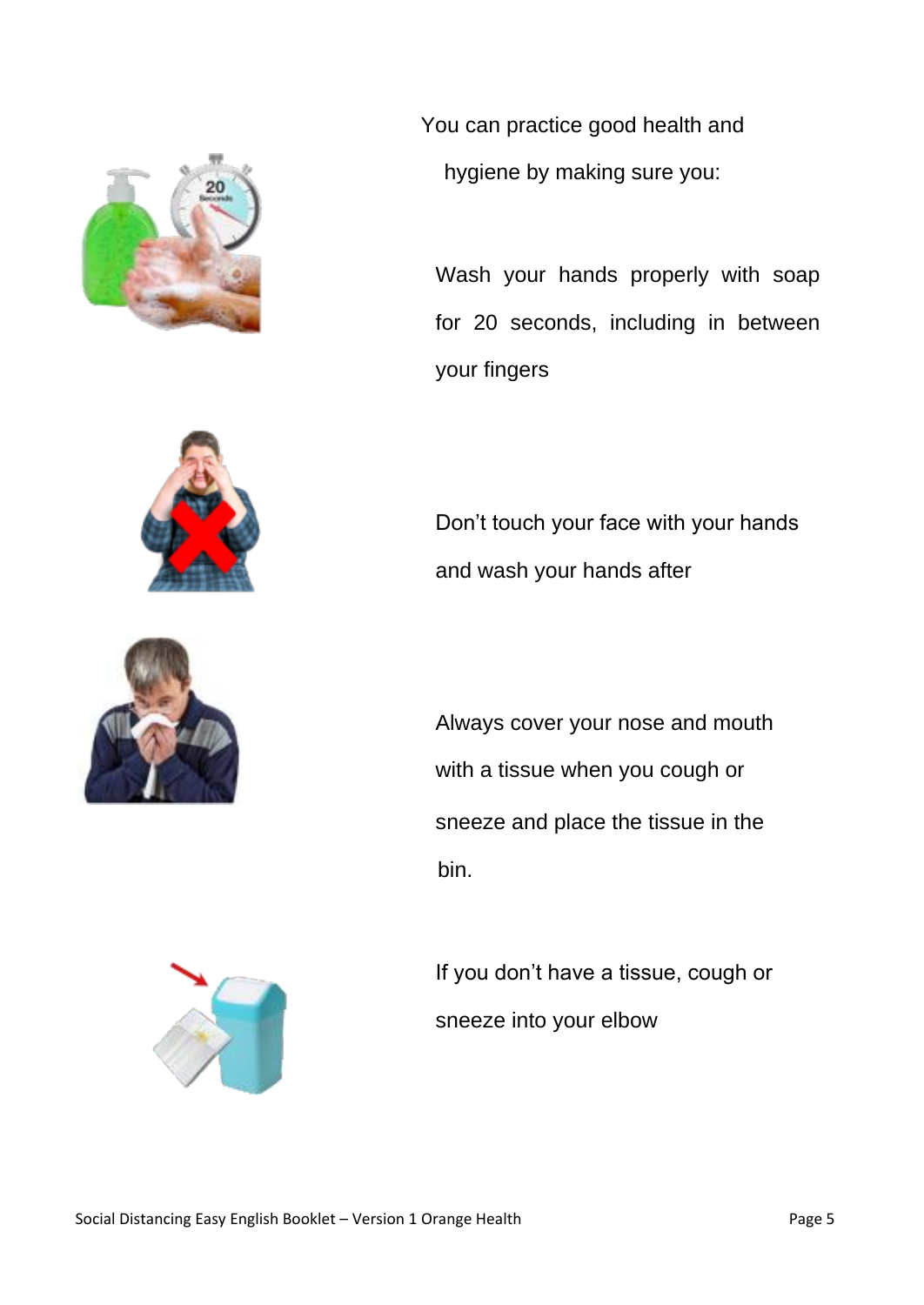You can practice good health and hygiene by making sure you:

Wash your hands properly with soap for 20 seconds, including in between your fingers

Don't touch your face with your hands and wash your hands after

Always cover your nose and mouth with a tissue when you cough or sneeze and place the tissue in the bin.

If you don't have a tissue, cough or sneeze into your elbow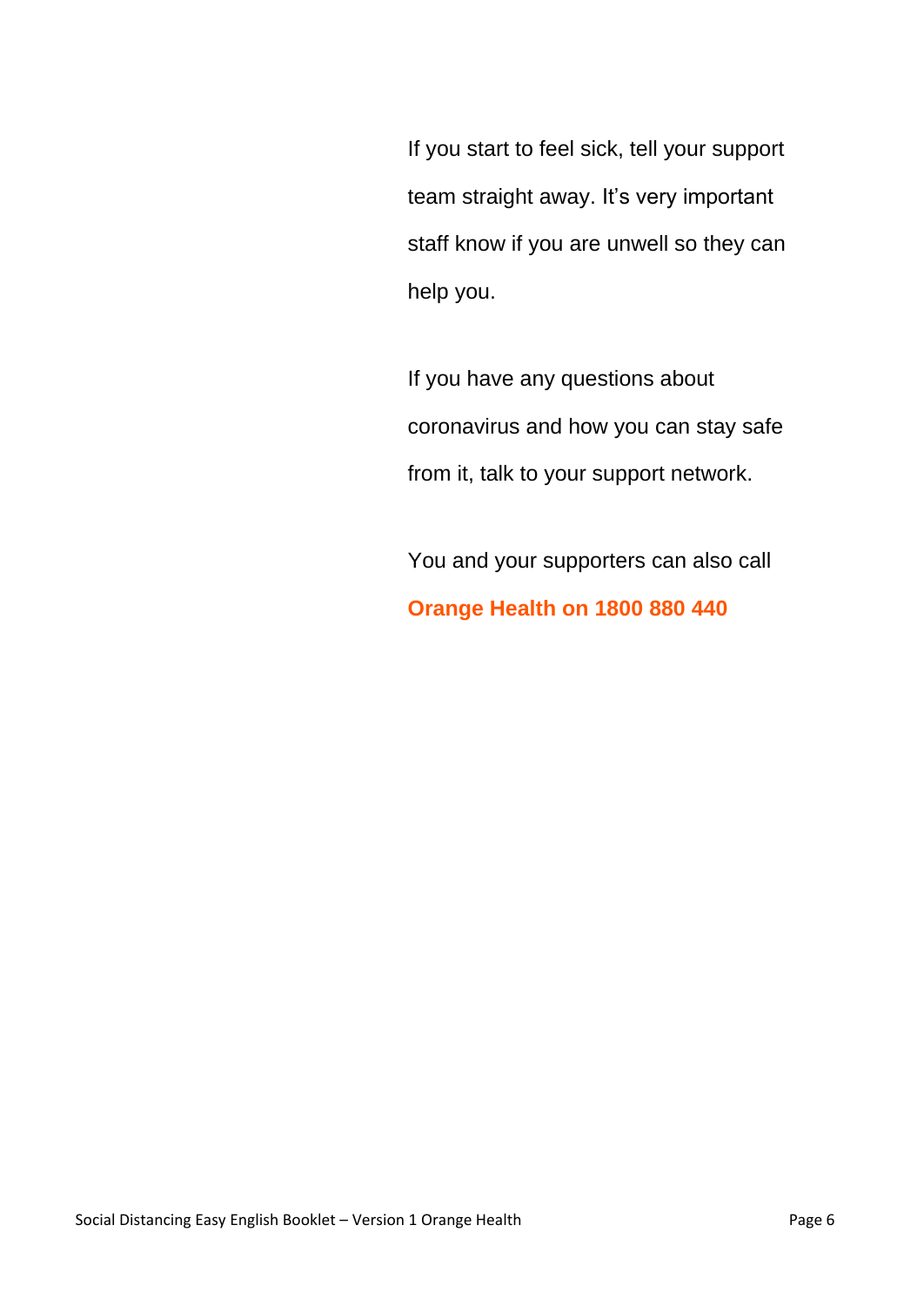If you start to feel sick, tell your support team straight away. It's very important staff know if you are unwell so they can help you.

If you have any questions about coronavirus and how you can stay safe from it, talk to your support network.

You and your supporters can also call **Orange Health on 1800 880 440**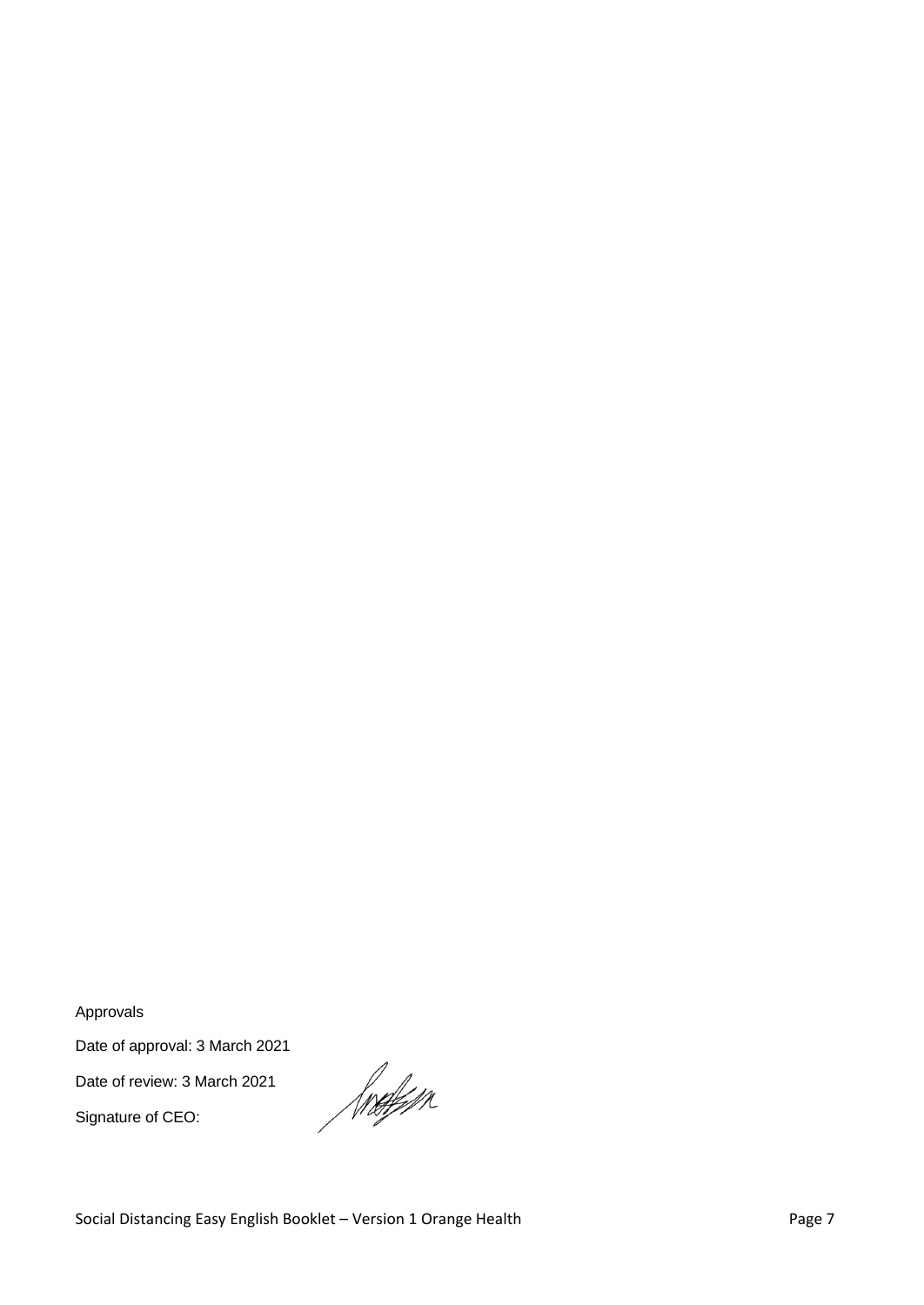Approvals

Date of approval: 3 March 2021

Date of review: 3 March 2021

Signature of CEO: